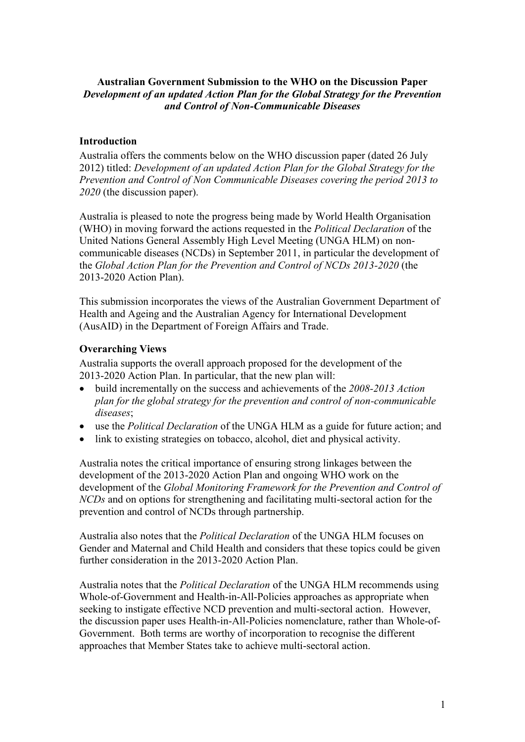**Australian Government Submission to the WHO on the Discussion Paper**
***Development of an updated Action Plan for the Global Strategy for the Prevention and Control of Non-Communicable Diseases***

## Introduction

Australia offers the comments below on the WHO discussion paper (dated 26 July 2012) titled: *Development of an updated Action Plan for the Global Strategy for the Prevention and Control of Non Communicable Diseases covering the period 2013 to 2020* (the discussion paper).

Australia is pleased to note the progress being made by World Health Organisation (WHO) in moving forward the actions requested in the *Political Declaration* of the United Nations General Assembly High Level Meeting (UNGA HLM) on non-communicable diseases (NCDs) in September 2011, in particular the development of the *Global Action Plan for the Prevention and Control of NCDs 2013-2020* (the 2013-2020 Action Plan).

This submission incorporates the views of the Australian Government Department of Health and Ageing and the Australian Agency for International Development (AusAID) in the Department of Foreign Affairs and Trade.

## Overarching Views

Australia supports the overall approach proposed for the development of the 2013-2020 Action Plan. In particular, that the new plan will:

- build incrementally on the success and achievements of the *2008-2013 Action plan for the global strategy for the prevention and control of non-communicable diseases*;
- use the *Political Declaration* of the UNGA HLM as a guide for future action; and
- link to existing strategies on tobacco, alcohol, diet and physical activity.

Australia notes the critical importance of ensuring strong linkages between the development of the 2013-2020 Action Plan and ongoing WHO work on the development of the *Global Monitoring Framework for the Prevention and Control of NCDs* and on options for strengthening and facilitating multi-sectoral action for the prevention and control of NCDs through partnership.

Australia also notes that the *Political Declaration* of the UNGA HLM focuses on Gender and Maternal and Child Health and considers that these topics could be given further consideration in the 2013-2020 Action Plan.

Australia notes that the *Political Declaration* of the UNGA HLM recommends using Whole-of-Government and Health-in-All-Policies approaches as appropriate when seeking to instigate effective NCD prevention and multi-sectoral action. However, the discussion paper uses Health-in-All-Policies nomenclature, rather than Whole-of-Government. Both terms are worthy of incorporation to recognise the different approaches that Member States take to achieve multi-sectoral action.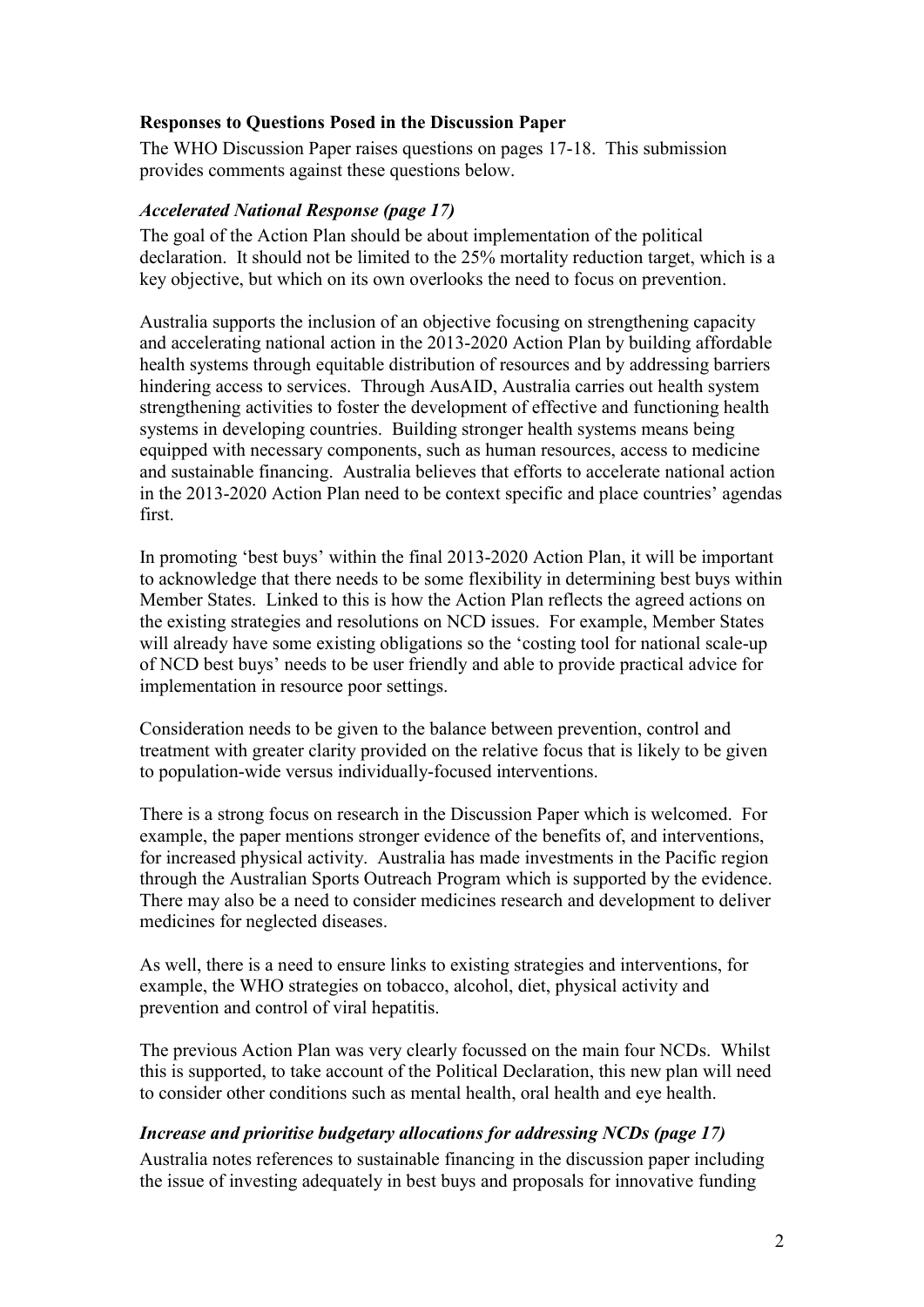**Responses to Questions Posed in the Discussion Paper**

The WHO Discussion Paper raises questions on pages 17-18. This submission provides comments against these questions below.

### *Accelerated National Response (page 17)*

The goal of the Action Plan should be about implementation of the political declaration. It should not be limited to the 25% mortality reduction target, which is a key objective, but which on its own overlooks the need to focus on prevention.

Australia supports the inclusion of an objective focusing on strengthening capacity and accelerating national action in the 2013-2020 Action Plan by building affordable health systems through equitable distribution of resources and by addressing barriers hindering access to services. Through AusAID, Australia carries out health system strengthening activities to foster the development of effective and functioning health systems in developing countries. Building stronger health systems means being equipped with necessary components, such as human resources, access to medicine and sustainable financing. Australia believes that efforts to accelerate national action in the 2013-2020 Action Plan need to be context specific and place countries' agendas first.

In promoting 'best buys' within the final 2013-2020 Action Plan, it will be important to acknowledge that there needs to be some flexibility in determining best buys within Member States. Linked to this is how the Action Plan reflects the agreed actions on the existing strategies and resolutions on NCD issues. For example, Member States will already have some existing obligations so the 'costing tool for national scale-up of NCD best buys' needs to be user friendly and able to provide practical advice for implementation in resource poor settings.

Consideration needs to be given to the balance between prevention, control and treatment with greater clarity provided on the relative focus that is likely to be given to population-wide versus individually-focused interventions.

There is a strong focus on research in the Discussion Paper which is welcomed. For example, the paper mentions stronger evidence of the benefits of, and interventions, for increased physical activity. Australia has made investments in the Pacific region through the Australian Sports Outreach Program which is supported by the evidence. There may also be a need to consider medicines research and development to deliver medicines for neglected diseases.

As well, there is a need to ensure links to existing strategies and interventions, for example, the WHO strategies on tobacco, alcohol, diet, physical activity and prevention and control of viral hepatitis.

The previous Action Plan was very clearly focussed on the main four NCDs. Whilst this is supported, to take account of the Political Declaration, this new plan will need to consider other conditions such as mental health, oral health and eye health.

### *Increase and prioritise budgetary allocations for addressing NCDs (page 17)*

Australia notes references to sustainable financing in the discussion paper including the issue of investing adequately in best buys and proposals for innovative funding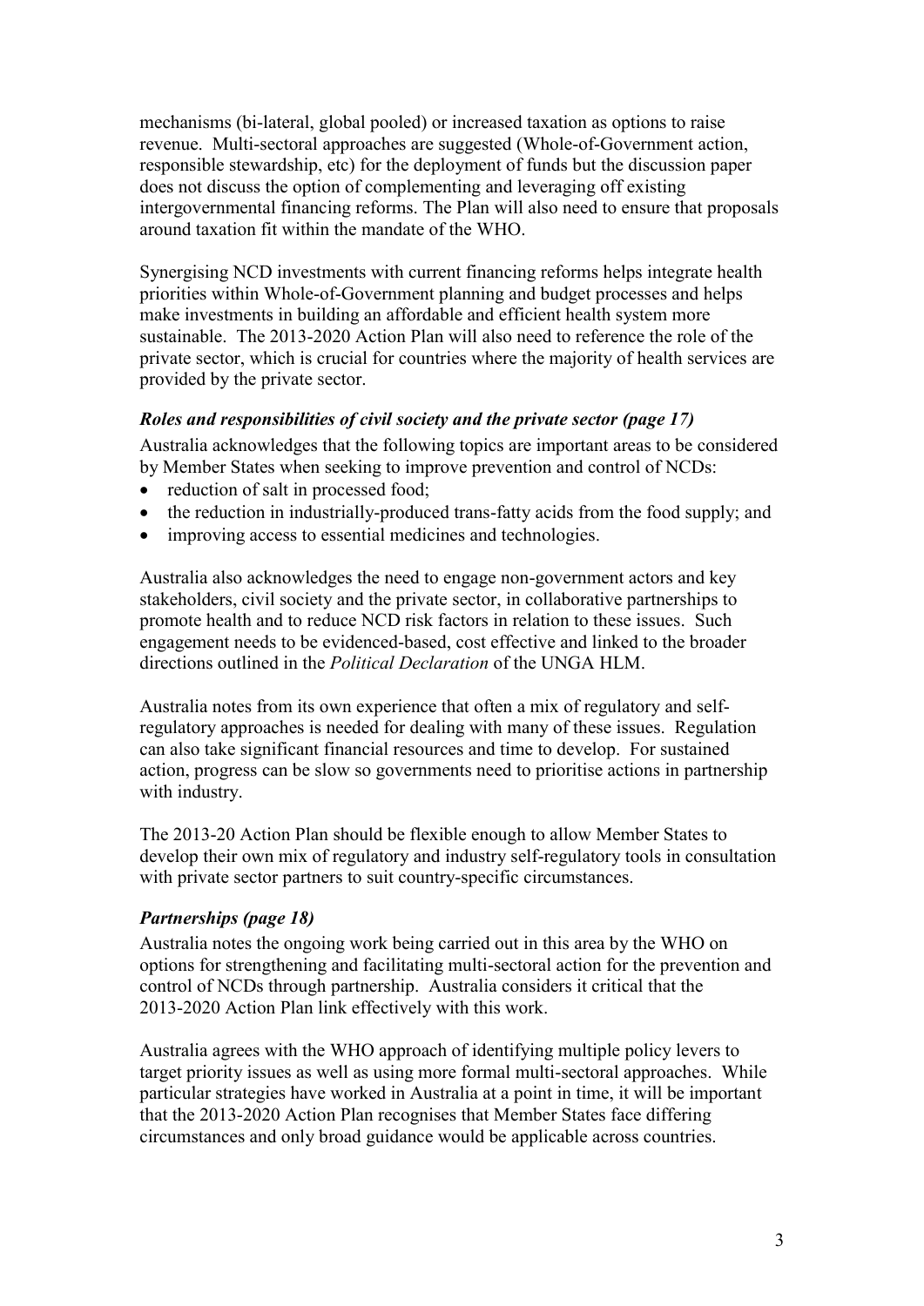mechanisms (bi-lateral, global pooled) or increased taxation as options to raise revenue. Multi-sectoral approaches are suggested (Whole-of-Government action, responsible stewardship, etc) for the deployment of funds but the discussion paper does not discuss the option of complementing and leveraging off existing intergovernmental financing reforms. The Plan will also need to ensure that proposals around taxation fit within the mandate of the WHO.

Synergising NCD investments with current financing reforms helps integrate health priorities within Whole-of-Government planning and budget processes and helps make investments in building an affordable and efficient health system more sustainable. The 2013-2020 Action Plan will also need to reference the role of the private sector, which is crucial for countries where the majority of health services are provided by the private sector.

### *Roles and responsibilities of civil society and the private sector (page 17)*

Australia acknowledges that the following topics are important areas to be considered by Member States when seeking to improve prevention and control of NCDs:

- reduction of salt in processed food;
- the reduction in industrially-produced trans-fatty acids from the food supply; and
- improving access to essential medicines and technologies.

Australia also acknowledges the need to engage non-government actors and key stakeholders, civil society and the private sector, in collaborative partnerships to promote health and to reduce NCD risk factors in relation to these issues. Such engagement needs to be evidenced-based, cost effective and linked to the broader directions outlined in the *Political Declaration* of the UNGA HLM.

Australia notes from its own experience that often a mix of regulatory and self-regulatory approaches is needed for dealing with many of these issues. Regulation can also take significant financial resources and time to develop. For sustained action, progress can be slow so governments need to prioritise actions in partnership with industry.

The 2013-20 Action Plan should be flexible enough to allow Member States to develop their own mix of regulatory and industry self-regulatory tools in consultation with private sector partners to suit country-specific circumstances.

### *Partnerships (page 18)*

Australia notes the ongoing work being carried out in this area by the WHO on options for strengthening and facilitating multi-sectoral action for the prevention and control of NCDs through partnership. Australia considers it critical that the 2013-2020 Action Plan link effectively with this work.

Australia agrees with the WHO approach of identifying multiple policy levers to target priority issues as well as using more formal multi-sectoral approaches. While particular strategies have worked in Australia at a point in time, it will be important that the 2013-2020 Action Plan recognises that Member States face differing circumstances and only broad guidance would be applicable across countries.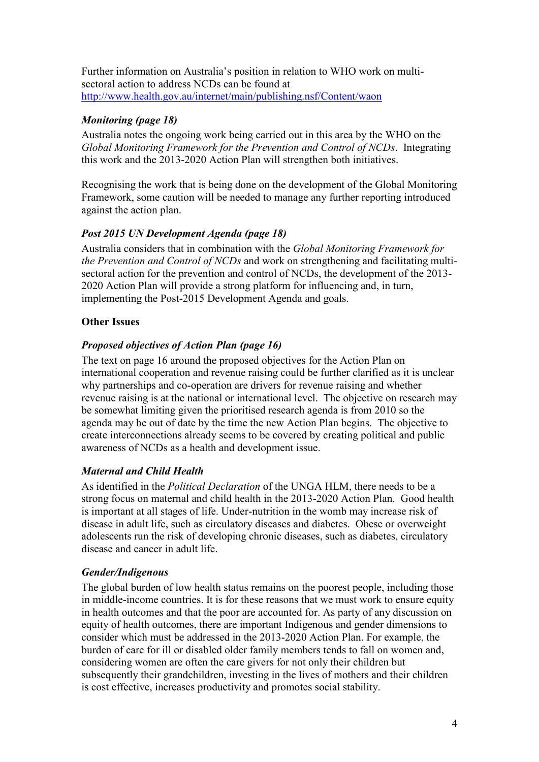Further information on Australia's position in relation to WHO work on multi-sectoral action to address NCDs can be found at http://www.health.gov.au/internet/main/publishing.nsf/Content/waon

***Monitoring (page 18)***

Australia notes the ongoing work being carried out in this area by the WHO on the *Global Monitoring Framework for the Prevention and Control of NCDs*. Integrating this work and the 2013-2020 Action Plan will strengthen both initiatives.

Recognising the work that is being done on the development of the Global Monitoring Framework, some caution will be needed to manage any further reporting introduced against the action plan.

***Post 2015 UN Development Agenda (page 18)***

Australia considers that in combination with the *Global Monitoring Framework for the Prevention and Control of NCDs* and work on strengthening and facilitating multi-sectoral action for the prevention and control of NCDs, the development of the 2013-2020 Action Plan will provide a strong platform for influencing and, in turn, implementing the Post-2015 Development Agenda and goals.

**Other Issues**

***Proposed objectives of Action Plan (page 16)***

The text on page 16 around the proposed objectives for the Action Plan on international cooperation and revenue raising could be further clarified as it is unclear why partnerships and co-operation are drivers for revenue raising and whether revenue raising is at the national or international level. The objective on research may be somewhat limiting given the prioritised research agenda is from 2010 so the agenda may be out of date by the time the new Action Plan begins. The objective to create interconnections already seems to be covered by creating political and public awareness of NCDs as a health and development issue.

***Maternal and Child Health***

As identified in the *Political Declaration* of the UNGA HLM, there needs to be a strong focus on maternal and child health in the 2013-2020 Action Plan. Good health is important at all stages of life. Under-nutrition in the womb may increase risk of disease in adult life, such as circulatory diseases and diabetes. Obese or overweight adolescents run the risk of developing chronic diseases, such as diabetes, circulatory disease and cancer in adult life.

***Gender/Indigenous***

The global burden of low health status remains on the poorest people, including those in middle-income countries. It is for these reasons that we must work to ensure equity in health outcomes and that the poor are accounted for. As party of any discussion on equity of health outcomes, there are important Indigenous and gender dimensions to consider which must be addressed in the 2013-2020 Action Plan. For example, the burden of care for ill or disabled older family members tends to fall on women and, considering women are often the care givers for not only their children but subsequently their grandchildren, investing in the lives of mothers and their children is cost effective, increases productivity and promotes social stability.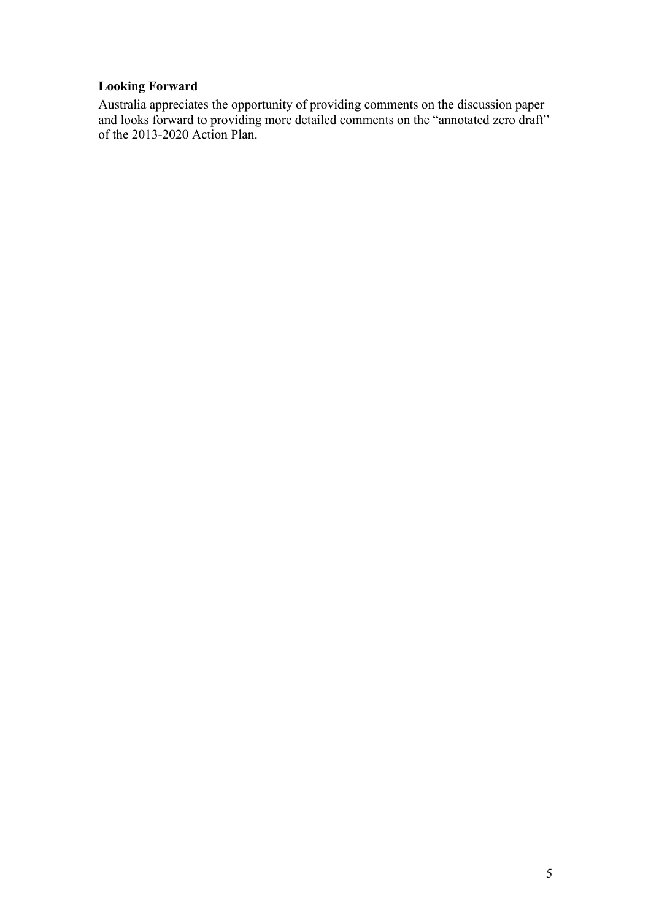**Looking Forward**

Australia appreciates the opportunity of providing comments on the discussion paper and looks forward to providing more detailed comments on the "annotated zero draft" of the 2013-2020 Action Plan.